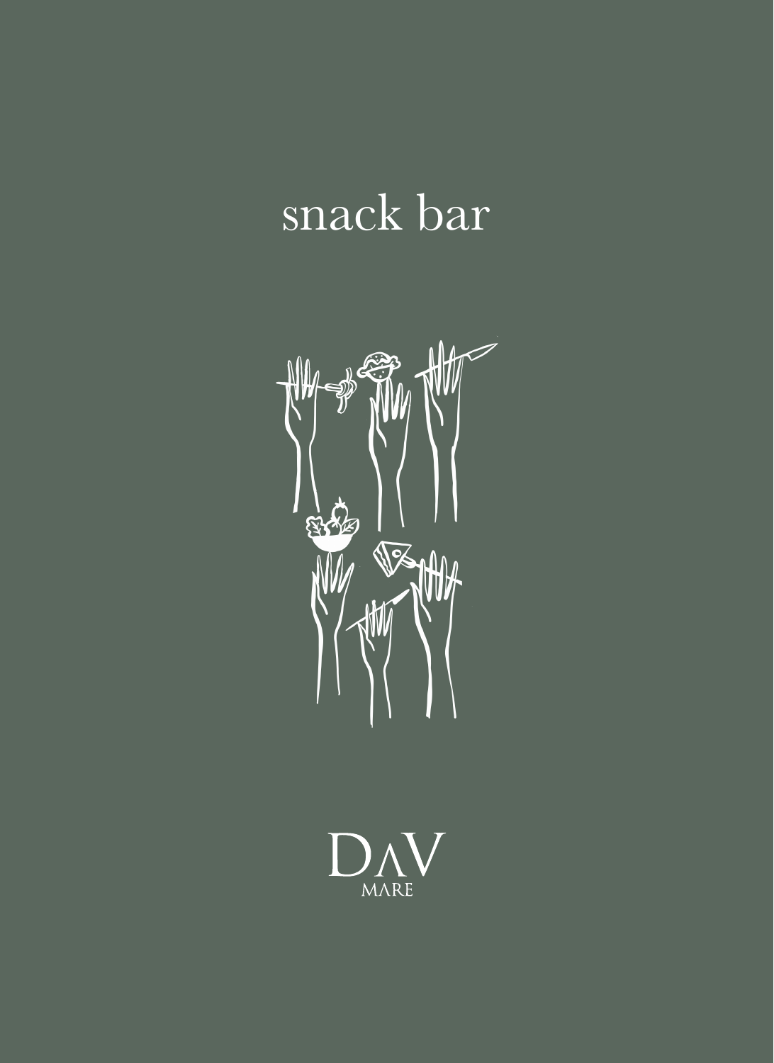# snack bar

DΛV
MΛRE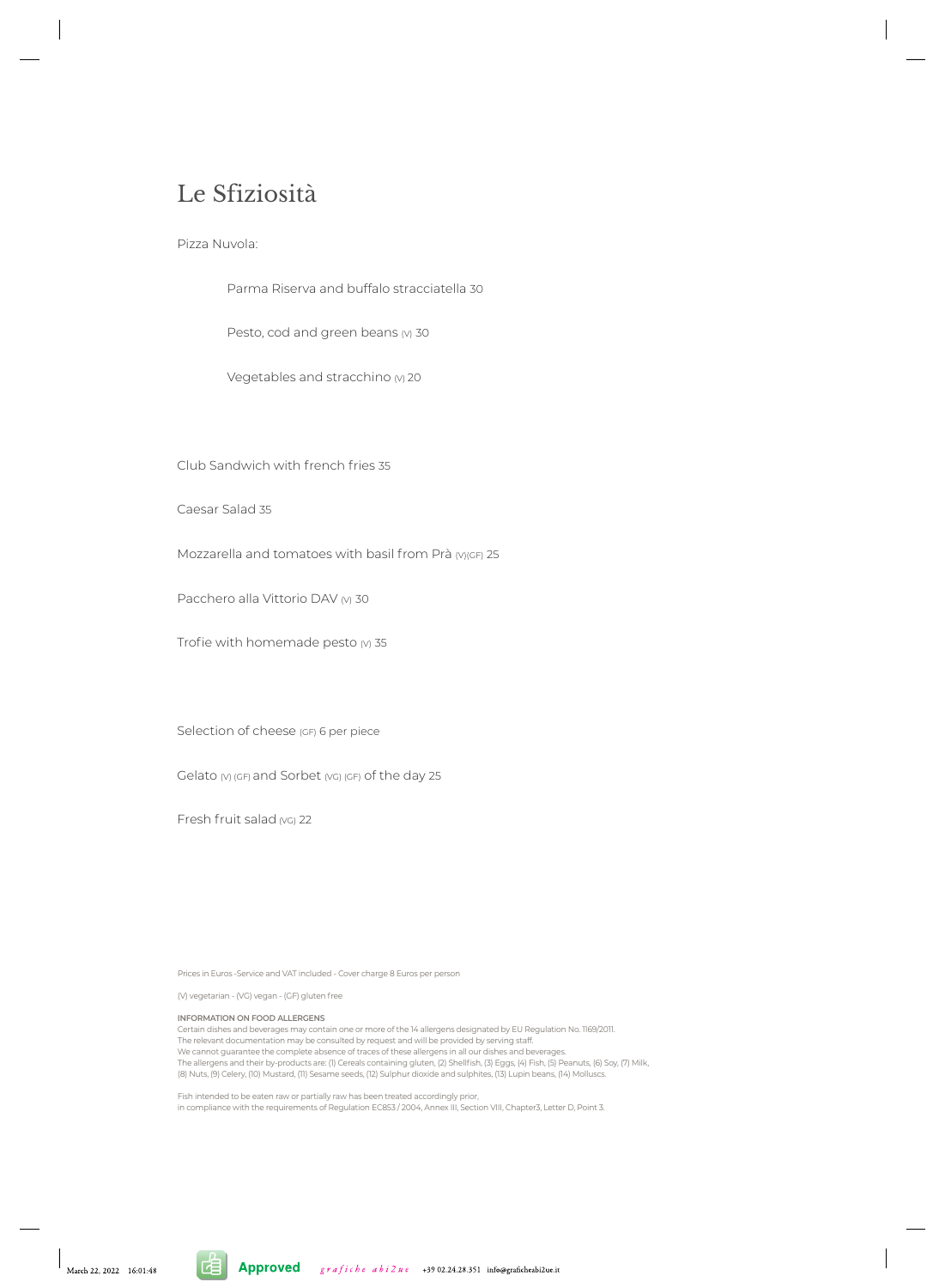# Le Sfiziosità

Pizza Nuvola:

Parma Riserva and buffalo stracciatella 30

Pesto, cod and green beans (V) 30

Vegetables and stracchino (V) 20

Club Sandwich with french fries 35

Caesar Salad 35

Mozzarella and tomatoes with basil from Prà (V)(GF) 25

Pacchero alla Vittorio DAV (V) 30

Trofie with homemade pesto (V) 35

Selection of cheese (GF) 6 per piece

Gelato (V) (GF) and Sorbet (VG) (GF) of the day 25

Fresh fruit salad (VG) 22

Prices in Euros -Service and VAT included - Cover charge 8 Euros per person

(V) vegetarian - (VG) vegan - (GF) gluten free

**INFORMATION ON FOOD ALLERGENS**

Certain dishes and beverages may contain one or more of the 14 allergens designated by EU Regulation No. 1169/2011.
The relevant documentation may be consulted by request and will be provided by serving staff.
We cannot guarantee the complete absence of traces of these allergens in all our dishes and beverages.
The allergens and their by-products are: (1) Cereals containing gluten, (2) Shellfish, (3) Eggs, (4) Fish, (5) Peanuts, (6) Soy, (7) Milk, (8) Nuts, (9) Celery, (10) Mustard, (11) Sesame seeds, (12) Sulphur dioxide and sulphites, (13) Lupin beans, (14) Molluscs.

Fish intended to be eaten raw or partially raw has been treated accordingly prior,
in compliance with the requirements of Regulation EC853 / 2004, Annex III, Section VIII, Chapter3, Letter D, Point 3.